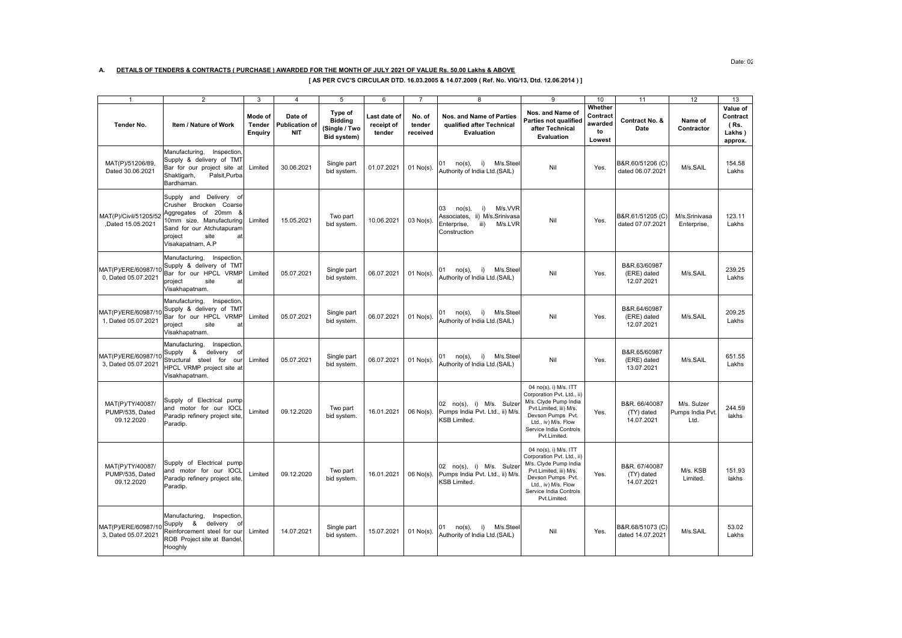Date: 02

**A. DETAILS OF TENDERS & CONTRACTS ( PURCHASE ) AWARDED FOR THE MONTH OF JULY 2021 OF VALUE Rs. 50.00 Lakhs & ABOVE**

**[ AS PER CVC'S CIRCULAR DTD. 16.03.2005 & 14.07.2009 ( Ref. No. VIG/13, Dtd. 12.06.2014 ) ]**

| 1 | 2 | 3 | 4 | 5 | 6 | 7 | 8 | 9 | 10 | 11 | 12 | 13 |
|---|---|---|---|---|---|---|---|---|---|---|---|---|
| Tender No. | Item / Nature of Work | Mode of Tender Enquiry | Date of Publication of NIT | Type of Bidding (Single / Two Bid system) | Last date of receipt of tender | No. of tender received | Nos. and Name of Parties qualified after Technical Evaluation | Nos. and Name of Parties not qualified after Technical Evaluation | Whether Contract awarded to Lowest | Contract No. & Date | Name of Contractor | Value of Contract ( Rs. Lakhs ) approx. |
| MAT(P)/51206/89, Dated 30.06.2021 | Manufacturing, Inspection, Supply & delivery of TMT Bar for our project site at Shaktigarh, Palsit,Purba Bardhaman. | Limited | 30.06.2021 | Single part bid system. | 01.07.2021 | 01 No(s). | 01 no(s), i) M/s.Steel Authority of India Ltd.(SAIL) | Nil | Yes. | B&R.60/51206 (C) dated 06.07.2021 | M/s.SAIL | 154.58 Lakhs |
| MAT(P)/Civil/51205/52 ,Dated 15.05.2021 | Supply and Delivery of Crusher Brocken Coarse Aggregates of 20mm & 10mm size, Manufacturing Sand for our Atchutapuram project site at Visakhapatnam, A.P | Limited | 15.05.2021 | Two part bid system. | 10.06.2021 | 03 No(s). | 03 no(s), i) M/s.VVR Associates, ii) M/s.Srinivasa Enterprise, iii) M/s.LVR Construction | Nil | Yes. | B&R.61/51205 (C) dated 07.07.2021 | M/s.Srinivasa Enterprise, | 123.11 Lakhs |
| MAT(P)/ERE/60987/100, Dated 05.07.2021 | Manufacturing, Inspection, Supply & delivery of TMT Bar for our HPCL VRMP project site at Visakhapatnam. | Limited | 05.07.2021 | Single part bid system. | 06.07.2021 | 01 No(s). | 01 no(s), i) M/s.Steel Authority of India Ltd.(SAIL) | Nil | Yes. | B&R.63/60987 (ERE) dated 12.07.2021 | M/s.SAIL | 239.25 Lakhs |
| MAT(P)/ERE/60987/101, Dated 05.07.2021 | Manufacturing, Inspection, Supply & delivery of TMT Bar for our HPCL VRMP project site at Visakhapatnam. | Limited | 05.07.2021 | Single part bid system. | 06.07.2021 | 01 No(s). | 01 no(s), i) M/s.Steel Authority of India Ltd.(SAIL) | Nil | Yes. | B&R.64/60987 (ERE) dated 12.07.2021 | M/s.SAIL | 209.25 Lakhs |
| MAT(P)/ERE/60987/103, Dated 05.07.2021 | Manufacturing, Inspection, Supply & delivery of Structural steel for our HPCL VRMP project site at Visakhapatnam. | Limited | 05.07.2021 | Single part bid system. | 06.07.2021 | 01 No(s). | 01 no(s), i) M/s.Steel Authority of India Ltd.(SAIL) | Nil | Yes. | B&R.65/60987 (ERE) dated 13.07.2021 | M/s.SAIL | 651.55 Lakhs |
| MAT(P)/TY/40087/ PUMP/535, Dated 09.12.2020 | Supply of Electrical pump and motor for our IOCL Paradip refinery project site, Paradip. | Limited | 09.12.2020 | Two part bid system. | 16.01.2021 | 06 No(s). | 02 no(s), i) M/s. Sulzer Pumps India Pvt. Ltd., ii) M/s. KSB Limited. | 04 no(s), i) M/s. ITT Corporation Pvt. Ltd., ii) M/s. Clyde Pump India Pvt.Limited, iii) M/s. Devson Pumps Pvt. Ltd., iv) M/s. Flow Service India Controls Pvt.Limited. | Yes. | B&R. 66/40087 (TY) dated 14.07.2021 | M/s. Sulzer Pumps India Pvt. Ltd. | 244.59 lakhs |
| MAT(P)/TY/40087/ PUMP/535, Dated 09.12.2020 | Supply of Electrical pump and motor for our IOCL Paradip refinery project site, Paradip. | Limited | 09.12.2020 | Two part bid system. | 16.01.2021 | 06 No(s). | 02 no(s), i) M/s. Sulzer Pumps India Pvt. Ltd., ii) M/s. KSB Limited. | 04 no(s), i) M/s. ITT Corporation Pvt. Ltd., ii) M/s. Clyde Pump India Pvt.Limited, iii) M/s. Devson Pumps Pvt. Ltd., iv) M/s. Flow Service India Controls Pvt.Limited. | Yes. | B&R. 67/40087 (TY) dated 14.07.2021 | M/s. KSB Limited. | 151.93 lakhs |
| MAT(P)/ERE/60987/103, Dated 05.07.2021 | Manufacturing, Inspection, Supply & delivery of Reinforcement steel for our ROB Project site at Bandel, Hooghly | Limited | 14.07.2021 | Single part bid system. | 15.07.2021 | 01 No(s). | 01 no(s), i) M/s.Steel Authority of India Ltd.(SAIL) | Nil | Yes. | B&R.68/51073 (C) dated 14.07.2021 | M/s.SAIL | 53.02 Lakhs |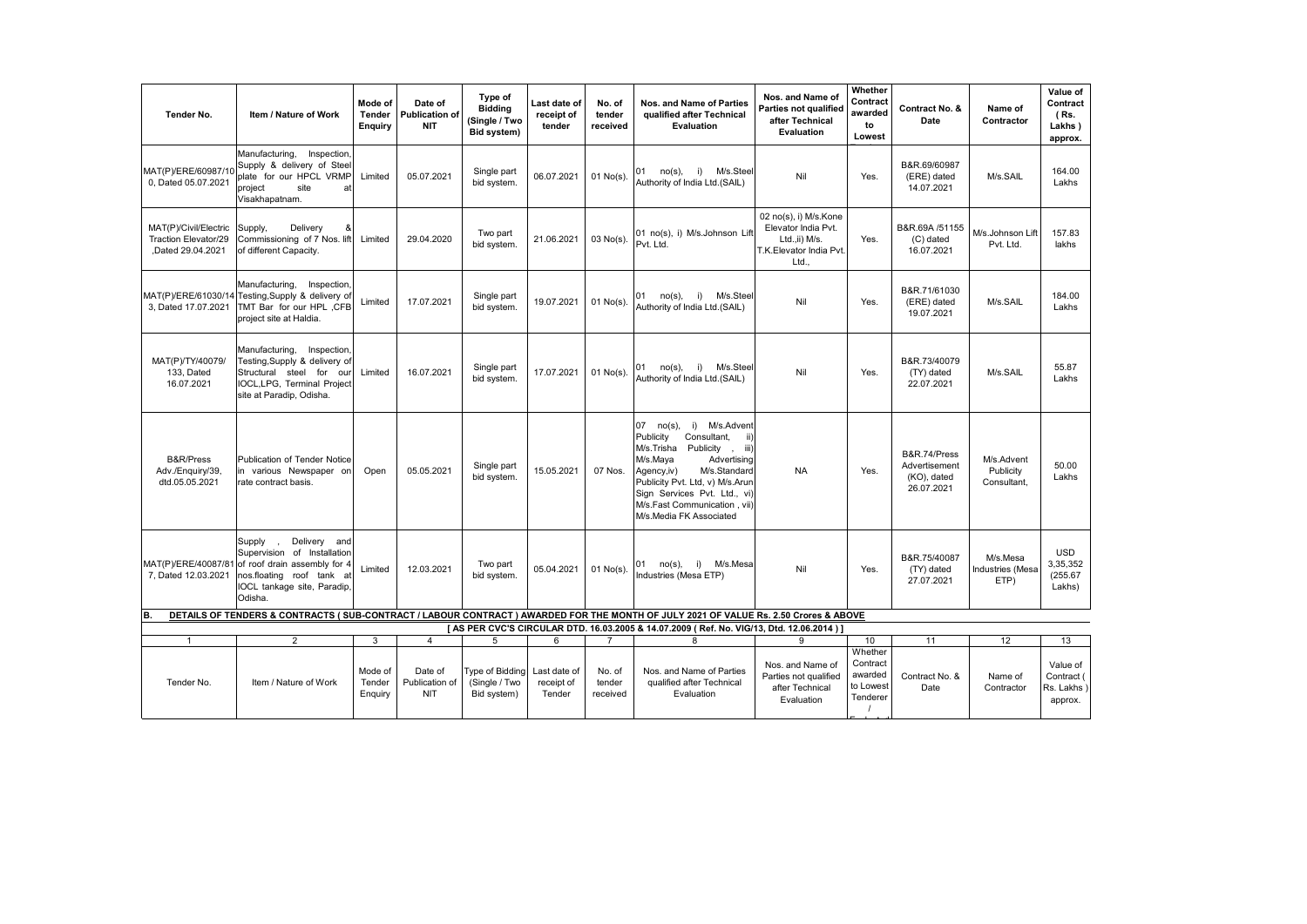| Tender No. | Item / Nature of Work | Mode of Tender Enquiry | Date of Publication of NIT | Type of Bidding (Single / Two Bid system) | Last date of receipt of tender | No. of tender received | Nos. and Name of Parties qualified after Technical Evaluation | Nos. and Name of Parties not qualified after Technical Evaluation | Whether Contract awarded to Lowest | Contract No. & Date | Name of Contractor | Value of Contract (Rs. Lakhs) approx. |
|---|---|---|---|---|---|---|---|---|---|---|---|---|
| MAT(P)/ERE/60987/100, Dated 05.07.2021 | Manufacturing, Inspection, Supply & delivery of Steel plate for our HPCL VRMP project site at Visakhapatnam. | Limited | 05.07.2021 | Single part bid system. | 06.07.2021 | 01 No(s). | 01 no(s), i) M/s.Steel Authority of India Ltd.(SAIL) | Nil | Yes. | B&R.69/60987 (ERE) dated 14.07.2021 | M/s.SAIL | 164.00 Lakhs |
| MAT(P)/Civil/Electric Traction Elevator/29 ,Dated 29.04.2021 | Supply, Delivery & Commissioning of 7 Nos. lift of different Capacity. | Limited | 29.04.2020 | Two part bid system. | 21.06.2021 | 03 No(s). | 01 no(s), i) M/s.Johnson Lift Pvt. Ltd. | 02 no(s), i) M/s.Kone Elevator India Pvt. Ltd.,ii) M/s. T.K.Elevator India Pvt. Ltd., | Yes. | B&R.69A /51155 (C) dated 16.07.2021 | M/s.Johnson Lift Pvt. Ltd. | 157.83 lakhs |
| MAT(P)/ERE/61030/143, Dated 17.07.2021 | Manufacturing, Inspection, Testing,Supply & delivery of TMT Bar for our HPL ,CFB project site at Haldia. | Limited | 17.07.2021 | Single part bid system. | 19.07.2021 | 01 No(s). | 01 no(s), i) M/s.Steel Authority of India Ltd.(SAIL) | Nil | Yes. | B&R.71/61030 (ERE) dated 19.07.2021 | M/s.SAIL | 184.00 Lakhs |
| MAT(P)/TY/40079/ 133, Dated 16.07.2021 | Manufacturing, Inspection, Testing,Supply & delivery of Structural steel for our IOCL,LPG, Terminal Project site at Paradip, Odisha. | Limited | 16.07.2021 | Single part bid system. | 17.07.2021 | 01 No(s). | 01 no(s), i) M/s.Steel Authority of India Ltd.(SAIL) | Nil | Yes. | B&R.73/40079 (TY) dated 22.07.2021 | M/s.SAIL | 55.87 Lakhs |
| B&R/Press Adv./Enquiry/39, dtd.05.05.2021 | Publication of Tender Notice in various Newspaper on rate contract basis. | Open | 05.05.2021 | Single part bid system. | 15.05.2021 | 07 Nos. | 07 no(s), i) M/s.Advent Publicity Consultant, ii) M/s.Trisha Publicity , iii) M/s.Maya Advertising Agency,iv) M/s.Standard Publicity Pvt. Ltd, v) M/s.Arun Sign Services Pvt. Ltd., vi) M/s.Fast Communication , vii) M/s.Media FK Associated | NA | Yes. | B&R.74/Press Advertisement (KO), dated 26.07.2021 | M/s.Advent Publicity Consultant, | 50.00 Lakhs |
| MAT(P)/ERE/40087/817, Dated 12.03.2021 | Supply , Delivery and Supervision of Installation of roof drain assembly for 4 nos.floating roof tank at IOCL tankage site, Paradip, Odisha. | Limited | 12.03.2021 | Two part bid system. | 05.04.2021 | 01 No(s). | 01 no(s), i) M/s.Mesa Industries (Mesa ETP) | Nil | Yes. | B&R.75/40087 (TY) dated 27.07.2021 | M/s.Mesa Industries (Mesa ETP) | USD 3,35,352 (255.67 Lakhs) |

**B. DETAILS OF TENDERS & CONTRACTS ( SUB-CONTRACT / LABOUR CONTRACT ) AWARDED FOR THE MONTH OF JULY 2021 OF VALUE Rs. 2.50 Crores & ABOVE**

**[ AS PER CVC'S CIRCULAR DTD. 16.03.2005 & 14.07.2009 ( Ref. No. VIG/13, Dtd. 12.06.2014 ) ]**

| 1 | 2 | 3 | 4 | 5 | 6 | 7 | 8 | 9 | 10 | 11 | 12 | 13 |
|---|---|---|---|---|---|---|---|---|---|---|---|---|
| Tender No. | Item / Nature of Work | Mode of Tender Enquiry | Date of Publication of NIT | Type of Bidding (Single / Two Bid system) | Last date of receipt of Tender | No. of tender received | Nos. and Name of Parties qualified after Technical Evaluation | Nos. and Name of Parties not qualified after Technical Evaluation | Whether Contract awarded to Lowest Tenderer / | Contract No. & Date | Name of Contractor | Value of Contract ( Rs. Lakhs ) approx. |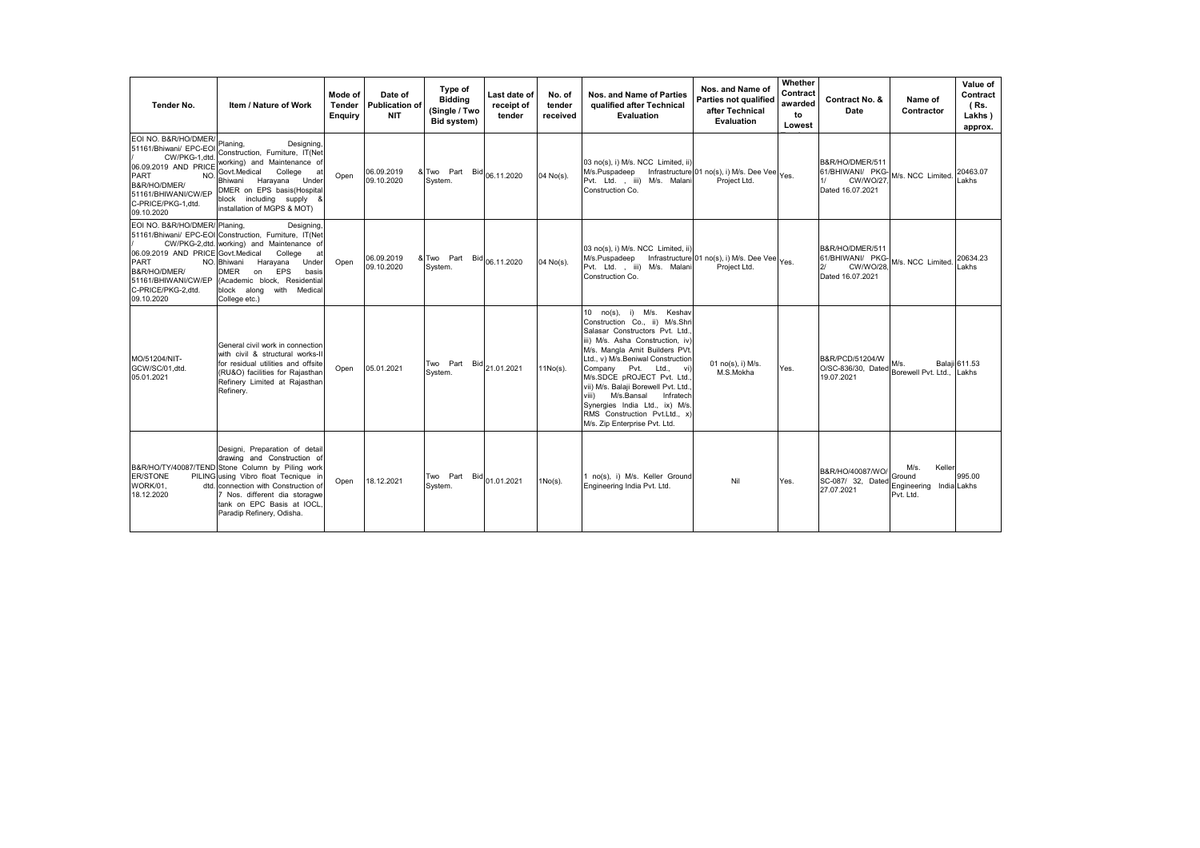| Tender No. | Item / Nature of Work | Mode of Tender Enquiry | Date of Publication of NIT | Type of Bidding (Single / Two Bid system) | Last date of receipt of tender | No. of tender received | Nos. and Name of Parties qualified after Technical Evaluation | Nos. and Name of Parties not qualified after Technical Evaluation | Whether Contract awarded to Lowest | Contract No. & Date | Name of Contractor | Value of Contract ( Rs. Lakhs ) approx. |
|---|---|---|---|---|---|---|---|---|---|---|---|---|
| EOI NO. B&R/HO/DMER/ 51161/Bhiwani/ EPC-EOI / CW/PKG-1,dtd. 06.09.2019 AND PRICE PART NO. B&R/HO/DMER/ 51161/BHIWANI/CW/EPC-PRICE/PKG-1,dtd. 09.10.2020 | Planing, Designing, Construction, Furniture, IT(Net working) and Maintenance of Govt.Medical College at Bhiwani Harayana Under DMER on EPS basis(Hospital block including supply & installation of MGPS & MOT) | Open | 06.09.2019 & 09.10.2020 | Two Part Bid System. | 06.11.2020 | 04 No(s). | 03 no(s), i) M/s. NCC Limited, ii) M/s.Puspadeep Infrastructure Pvt. Ltd. , iii) M/s. Malani Construction Co. | 01 no(s), i) M/s. Dee Vee Project Ltd. | Yes. | B&R/HO/DMER/51161/BHIWANI/ PKG-1/ CW/WO/27, Dated 16.07.2021 | M/s. NCC Limited. | 20463.07 Lakhs |
| EOI NO. B&R/HO/DMER/ 51161/Bhiwani/ EPC-EOI / CW/PKG-2,dtd. 06.09.2019 AND PRICE PART NO. B&R/HO/DMER/ 51161/BHIWANI/CW/EPC-PRICE/PKG-2,dtd. 09.10.2020 | Planing, Designing, Construction, Furniture, IT(Net working) and Maintenance of Govt.Medical College at Bhiwani Harayana Under DMER on EPS basis (Academic block, Residential block along with Medical College etc.) | Open | 06.09.2019 & 09.10.2020 | Two Part Bid System. | 06.11.2020 | 04 No(s). | 03 no(s), i) M/s. NCC Limited, ii) M/s.Puspadeep Infrastructure Pvt. Ltd. , iii) M/s. Malani Construction Co. | 01 no(s), i) M/s. Dee Vee Project Ltd. | Yes. | B&R/HO/DMER/51161/BHIWANI/ PKG-2/ CW/WO/28, Dated 16.07.2021 | M/s. NCC Limited. | 20634.23 Lakhs |
| MO/51204/NIT-GCW/SC/01,dtd. 05.01.2021 | General civil work in connection with civil & structural works-II for residual utilities and offsite (RU&O) facilities for Rajasthan Refinery Limited at Rajasthan Refinery. | Open | 05.01.2021 | Two Part Bid System. | 21.01.2021 | 11No(s). | 10 no(s), i) M/s. Keshav Construction Co., ii) M/s.Shri Salasar Constructors Pvt. Ltd., iii) M/s. Asha Construction, iv) M/s. Mangla Amit Builders PVt. Ltd., v) M/s.Beniwal Construction Company Pvt. Ltd., vi) M/s.SDCE pROJECT Pvt. Ltd., vii) M/s. Balaji Borewell Pvt. Ltd., viii) M/s.Bansal Infratech Synergies India Ltd., ix) M/s. RMS Construction Pvt.Ltd., x) M/s. Zip Enterprise Pvt. Ltd. | 01 no(s), i) M/s. M.S.Mokha | Yes. | B&R/PCD/51204/WO/SC-836/30, Dated 19.07.2021 | M/s. Balaji Borewell Pvt. Ltd., | 611.53 Lakhs |
| B&R/HO/TY/40087/TENDER/STONE PILING WORK/01, dtd. 18.12.2020 | Designi, Preparation of detail drawing and Construction of Stone Column by Piling work using Vibro float Tecnique in connection with Construction of 7 Nos. different dia storagwe tank on EPC Basis at IOCL, Paradip Refinery, Odisha. | Open | 18.12.2021 | Two Part Bid System. | 01.01.2021 | 1No(s). | 1 no(s), i) M/s. Keller Ground Engineering India Pvt. Ltd. | Nil | Yes. | B&R/HO/40087/WO/SC-087/ 32, Dated 27.07.2021 | M/s. Keller Ground Engineering India Pvt. Ltd. | 995.00 Lakhs |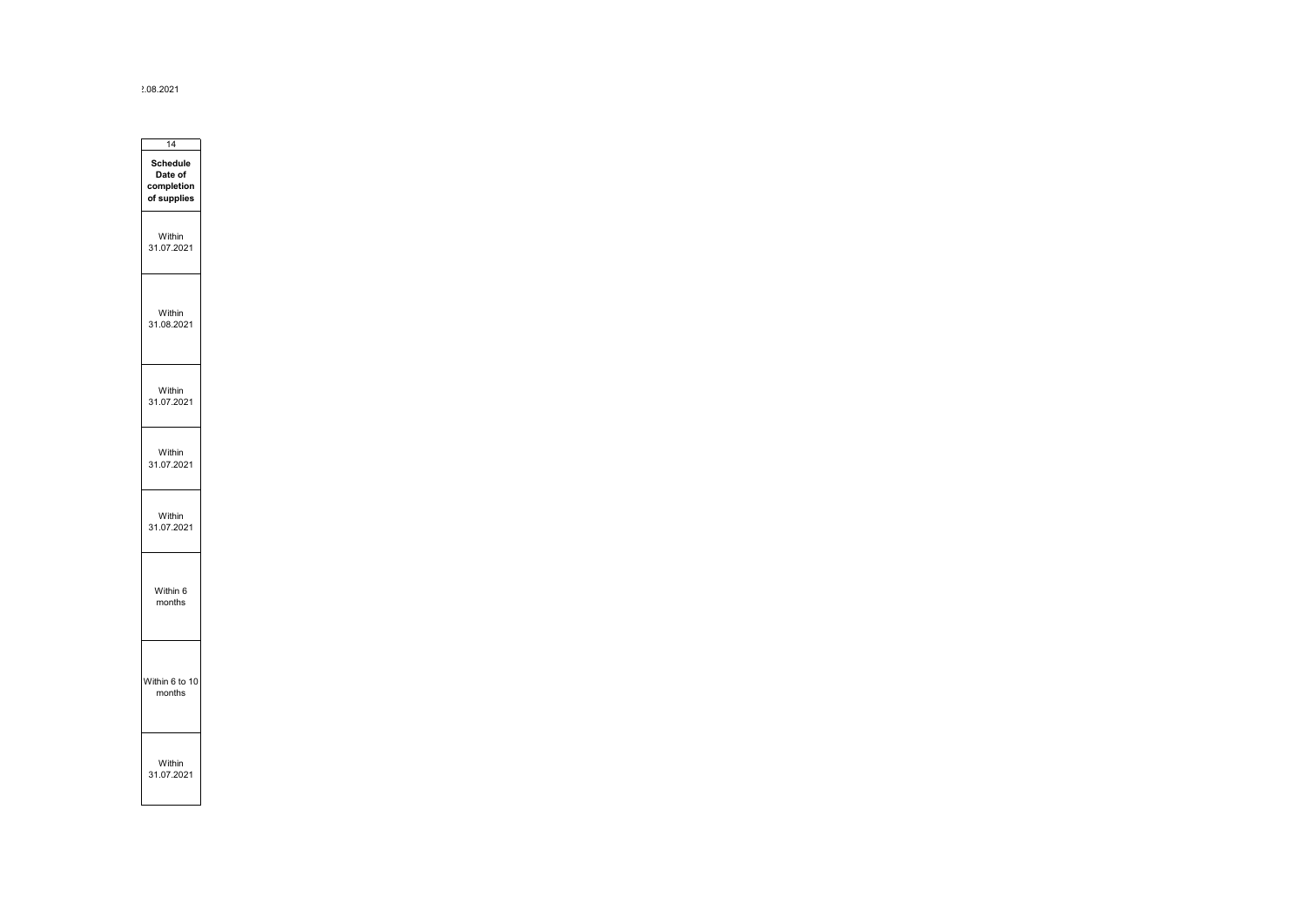?.08.2021

| 14 |
|---|
| **Schedule Date of completion of supplies** |
| Within 31.07.2021 |
| Within 31.08.2021 |
| Within 31.07.2021 |
| Within 31.07.2021 |
| Within 31.07.2021 |
| Within 6 months |
| Within 6 to 10 months |
| Within 31.07.2021 |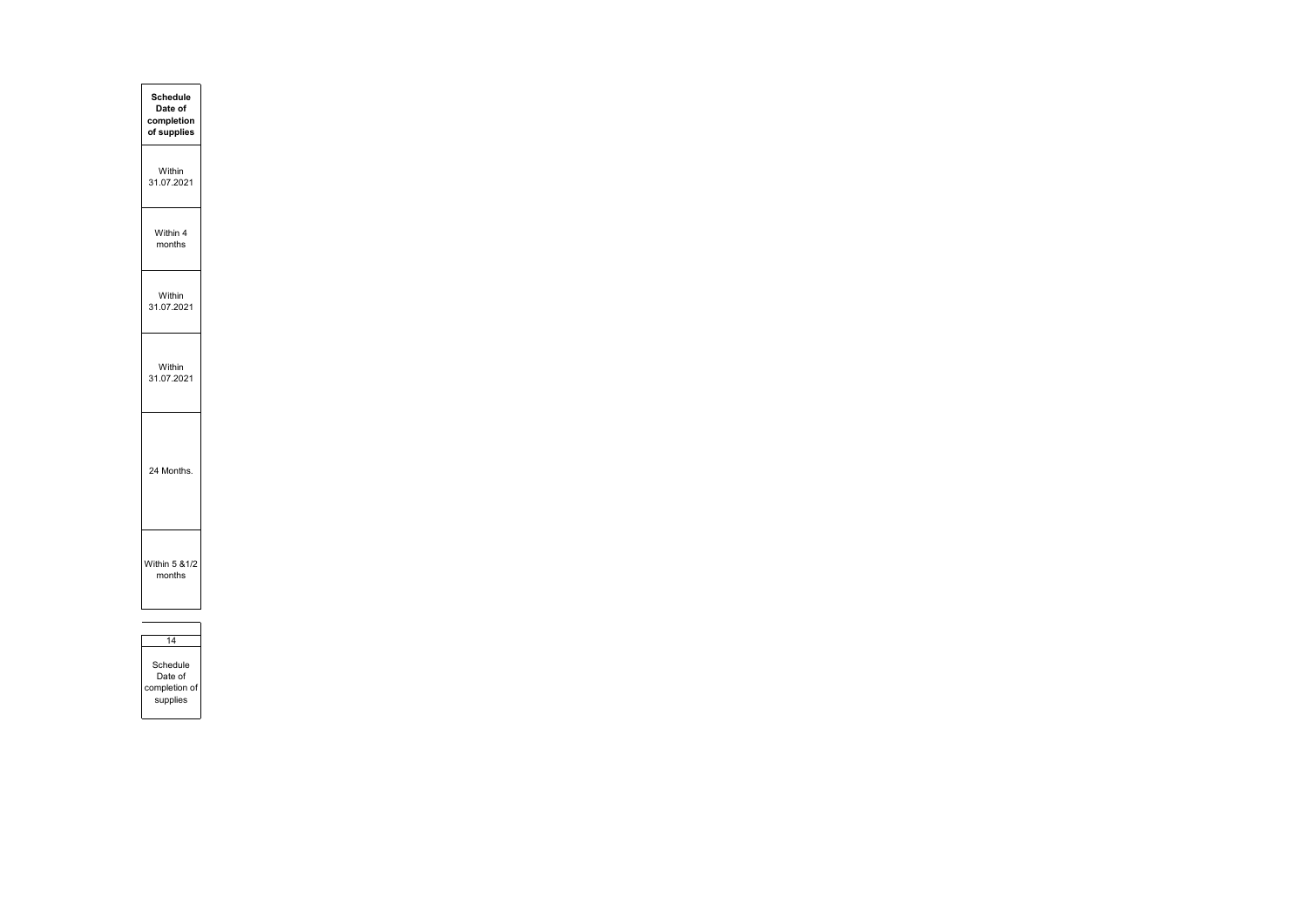| Schedule Date of completion of supplies |
|---|
| Within 31.07.2021 |
| Within 4 months |
| Within 31.07.2021 |
| Within 31.07.2021 |
| 24 Months. |
| Within 5 &1/2 months |

| |
|---|
| 14 |
| Schedule Date of completion of supplies |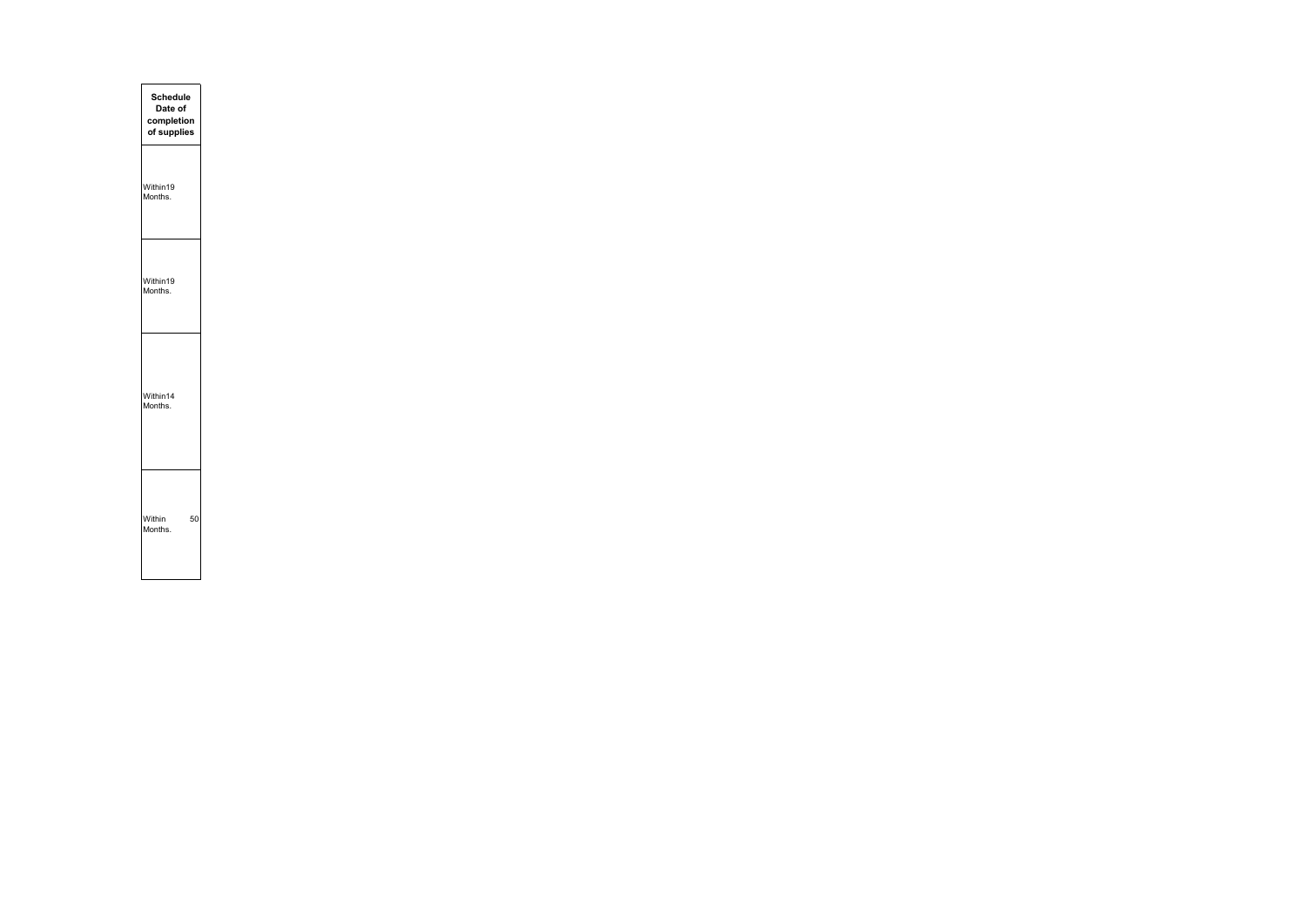| Schedule Date of completion of supplies |
|---|
| Within19 Months. |
| Within19 Months. |
| Within14 Months. |
| Within 50 Months. |